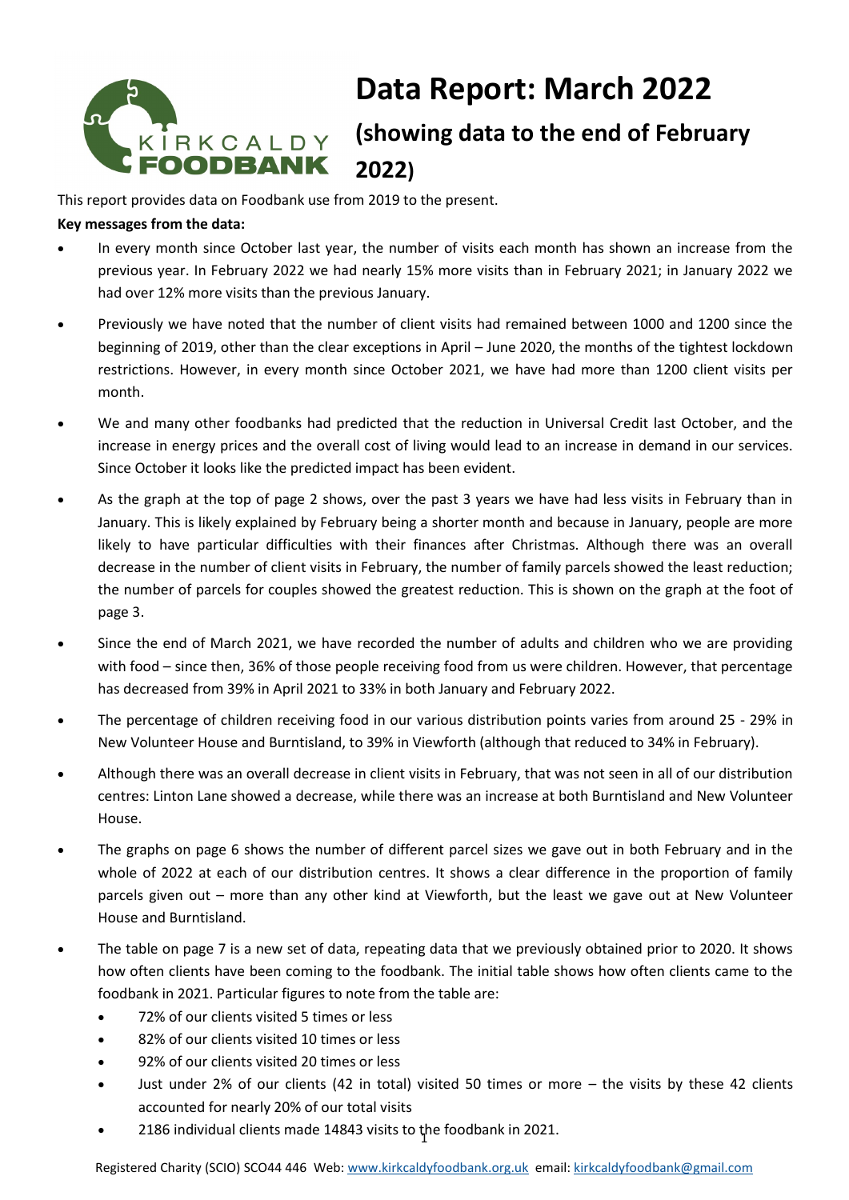# Data Report: March 2022

## (showing data to the end of February 2022)

This report provides data on Foodbank use from 2019 to the present.

**Key messages from the data:**

- In every month since October last year, the number of visits each month has shown an increase from the previous year. In February 2022 we had nearly 15% more visits than in February 2021; in January 2022 we had over 12% more visits than the previous January.
- Previously we have noted that the number of client visits had remained between 1000 and 1200 since the beginning of 2019, other than the clear exceptions in April – June 2020, the months of the tightest lockdown restrictions. However, in every month since October 2021, we have had more than 1200 client visits per month.
- We and many other foodbanks had predicted that the reduction in Universal Credit last October, and the increase in energy prices and the overall cost of living would lead to an increase in demand in our services. Since October it looks like the predicted impact has been evident.
- As the graph at the top of page 2 shows, over the past 3 years we have had less visits in February than in January. This is likely explained by February being a shorter month and because in January, people are more likely to have particular difficulties with their finances after Christmas. Although there was an overall decrease in the number of client visits in February, the number of family parcels showed the least reduction; the number of parcels for couples showed the greatest reduction. This is shown on the graph at the foot of page 3.
- Since the end of March 2021, we have recorded the number of adults and children who we are providing with food – since then, 36% of those people receiving food from us were children. However, that percentage has decreased from 39% in April 2021 to 33% in both January and February 2022.
- The percentage of children receiving food in our various distribution points varies from around 25 - 29% in New Volunteer House and Burntisland, to 39% in Viewforth (although that reduced to 34% in February).
- Although there was an overall decrease in client visits in February, that was not seen in all of our distribution centres: Linton Lane showed a decrease, while there was an increase at both Burntisland and New Volunteer House.
- The graphs on page 6 shows the number of different parcel sizes we gave out in both February and in the whole of 2022 at each of our distribution centres. It shows a clear difference in the proportion of family parcels given out – more than any other kind at Viewforth, but the least we gave out at New Volunteer House and Burntisland.
- The table on page 7 is a new set of data, repeating data that we previously obtained prior to 2020. It shows how often clients have been coming to the foodbank. The initial table shows how often clients came to the foodbank in 2021. Particular figures to note from the table are:
  - 72% of our clients visited 5 times or less
  - 82% of our clients visited 10 times or less
  - 92% of our clients visited 20 times or less
  - Just under 2% of our clients (42 in total) visited 50 times or more – the visits by these 42 clients accounted for nearly 20% of our total visits
  - 2186 individual clients made 14843 visits to the foodbank in 2021.

Registered Charity (SCIO) SCO44 446 Web: www.kirkcaldyfoodbank.org.uk email: kirkcaldyfoodbank@gmail.com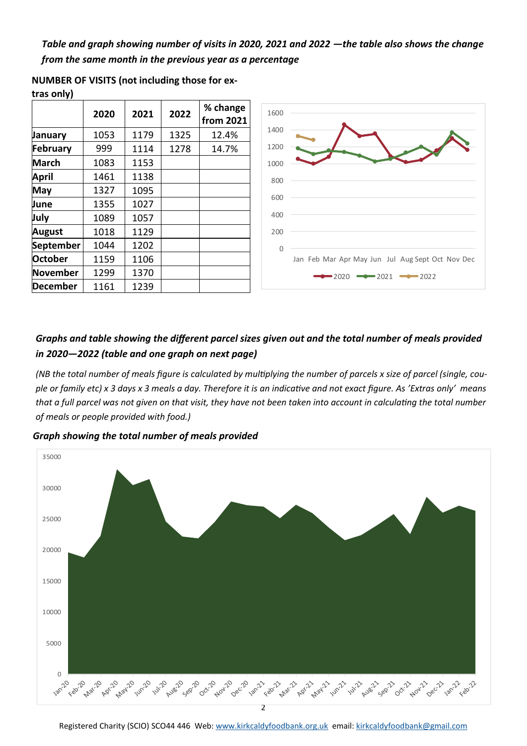***Table and graph showing number of visits in 2020, 2021 and 2022 —the table also shows the change from the same month in the previous year as a percentage***

**NUMBER OF VISITS (not including those for extras only)**

| | 2020 | 2021 | 2022 | % change from 2021 |
|---|---|---|---|---|
| **January** | 1053 | 1179 | 1325 | 12.4% |
| **February** | 999 | 1114 | 1278 | 14.7% |
| **March** | 1083 | 1153 | | |
| **April** | 1461 | 1138 | | |
| **May** | 1327 | 1095 | | |
| **June** | 1355 | 1027 | | |
| **July** | 1089 | 1057 | | |
| **August** | 1018 | 1129 | | |
| **September** | 1044 | 1202 | | |
| **October** | 1159 | 1106 | | |
| **November** | 1299 | 1370 | | |
| **December** | 1161 | 1239 | | |

***Graphs and table showing the different parcel sizes given out and the total number of meals provided in 2020—2022 (table and one graph on next page)***

*(NB the total number of meals figure is calculated by multiplying the number of parcels x size of parcel (single, couple or family etc) x 3 days x 3 meals a day. Therefore it is an indicative and not exact figure. As 'Extras only' means that a full parcel was not given on that visit, they have not been taken into account in calculating the total number of meals or people provided with food.)*

***Graph showing the total number of meals provided***

Registered Charity (SCIO) SCO44 446 Web: www.kirkcaldyfoodbank.org.uk email: kirkcaldyfoodbank@gmail.com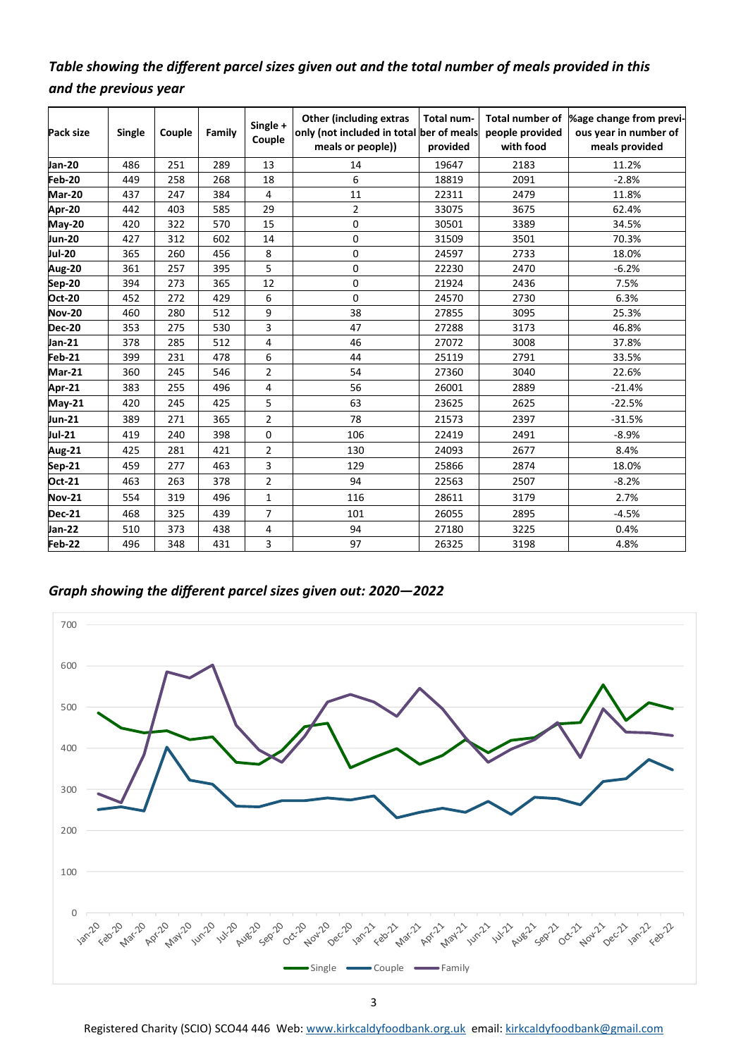*Table showing the different parcel sizes given out and the total number of meals provided in this and the previous year*

| Pack size | Single | Couple | Family | Single + Couple | Other (including extras only (not included in total meals or people)) | Total number of meals provided | Total number of people provided with food | %age change from previous year in number of meals provided |
|---|---|---|---|---|---|---|---|---|
| **Jan-20** | 486 | 251 | 289 | 13 | 14 | 19647 | 2183 | 11.2% |
| **Feb-20** | 449 | 258 | 268 | 18 | 6 | 18819 | 2091 | -2.8% |
| **Mar-20** | 437 | 247 | 384 | 4 | 11 | 22311 | 2479 | 11.8% |
| **Apr-20** | 442 | 403 | 585 | 29 | 2 | 33075 | 3675 | 62.4% |
| **May-20** | 420 | 322 | 570 | 15 | 0 | 30501 | 3389 | 34.5% |
| **Jun-20** | 427 | 312 | 602 | 14 | 0 | 31509 | 3501 | 70.3% |
| **Jul-20** | 365 | 260 | 456 | 8 | 0 | 24597 | 2733 | 18.0% |
| **Aug-20** | 361 | 257 | 395 | 5 | 0 | 22230 | 2470 | -6.2% |
| **Sep-20** | 394 | 273 | 365 | 12 | 0 | 21924 | 2436 | 7.5% |
| **Oct-20** | 452 | 272 | 429 | 6 | 0 | 24570 | 2730 | 6.3% |
| **Nov-20** | 460 | 280 | 512 | 9 | 38 | 27855 | 3095 | 25.3% |
| **Dec-20** | 353 | 275 | 530 | 3 | 47 | 27288 | 3173 | 46.8% |
| **Jan-21** | 378 | 285 | 512 | 4 | 46 | 27072 | 3008 | 37.8% |
| **Feb-21** | 399 | 231 | 478 | 6 | 44 | 25119 | 2791 | 33.5% |
| **Mar-21** | 360 | 245 | 546 | 2 | 54 | 27360 | 3040 | 22.6% |
| **Apr-21** | 383 | 255 | 496 | 4 | 56 | 26001 | 2889 | -21.4% |
| **May-21** | 420 | 245 | 425 | 5 | 63 | 23625 | 2625 | -22.5% |
| **Jun-21** | 389 | 271 | 365 | 2 | 78 | 21573 | 2397 | -31.5% |
| **Jul-21** | 419 | 240 | 398 | 0 | 106 | 22419 | 2491 | -8.9% |
| **Aug-21** | 425 | 281 | 421 | 2 | 130 | 24093 | 2677 | 8.4% |
| **Sep-21** | 459 | 277 | 463 | 3 | 129 | 25866 | 2874 | 18.0% |
| **Oct-21** | 463 | 263 | 378 | 2 | 94 | 22563 | 2507 | -8.2% |
| **Nov-21** | 554 | 319 | 496 | 1 | 116 | 28611 | 3179 | 2.7% |
| **Dec-21** | 468 | 325 | 439 | 7 | 101 | 26055 | 2895 | -4.5% |
| **Jan-22** | 510 | 373 | 438 | 4 | 94 | 27180 | 3225 | 0.4% |
| **Feb-22** | 496 | 348 | 431 | 3 | 97 | 26325 | 3198 | 4.8% |

*Graph showing the different parcel sizes given out: 2020—2022*

Registered Charity (SCIO) SCO44 446 Web: www.kirkcaldyfoodbank.org.uk email: kirkcaldyfoodbank@gmail.com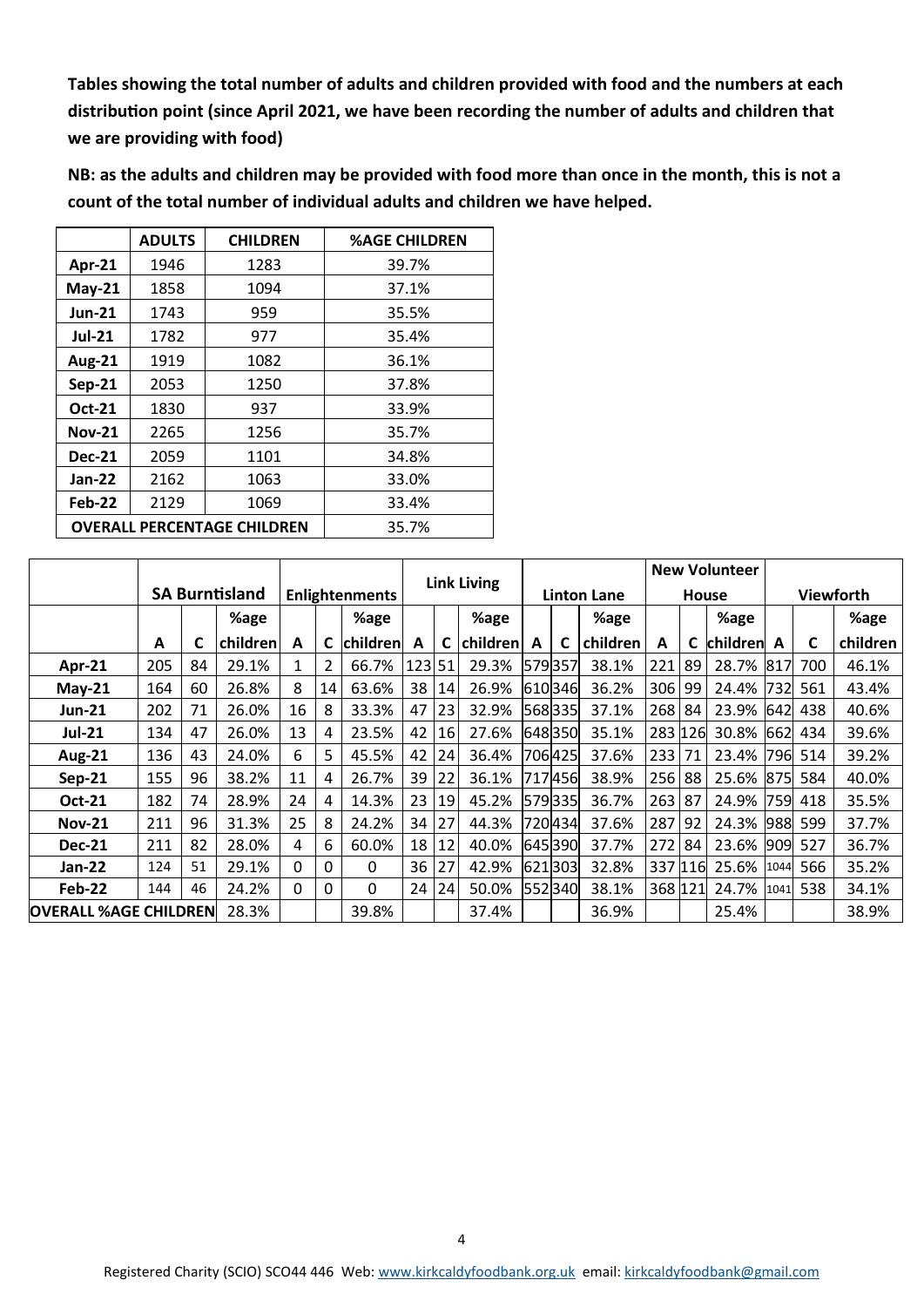**Tables showing the total number of adults and children provided with food and the numbers at each distribution point (since April 2021, we have been recording the number of adults and children that we are providing with food)**

**NB: as the adults and children may be provided with food more than once in the month, this is not a count of the total number of individual adults and children we have helped.**

| | ADULTS | CHILDREN | %AGE CHILDREN |
|---|---|---|---|
| **Apr-21** | 1946 | 1283 | 39.7% |
| **May-21** | 1858 | 1094 | 37.1% |
| **Jun-21** | 1743 | 959 | 35.5% |
| **Jul-21** | 1782 | 977 | 35.4% |
| **Aug-21** | 1919 | 1082 | 36.1% |
| **Sep-21** | 2053 | 1250 | 37.8% |
| **Oct-21** | 1830 | 937 | 33.9% |
| **Nov-21** | 2265 | 1256 | 35.7% |
| **Dec-21** | 2059 | 1101 | 34.8% |
| **Jan-22** | 2162 | 1063 | 33.0% |
| **Feb-22** | 2129 | 1069 | 33.4% |
| **OVERALL PERCENTAGE CHILDREN** | | | 35.7% |

| | SA Burntisland | | | Enlightenments | | | Link Living | | | Linton Lane | | | New Volunteer House | | | Viewforth | | |
|---|---|---|---|---|---|---|---|---|---|---|---|---|---|---|---|---|---|---|
| | A | C | %age children | A | C | %age children | A | C | %age children | A | C | %age children | A | C | %age children | A | C | %age children |
| **Apr-21** | 205 | 84 | 29.1% | 1 | 2 | 66.7% | 123 | 51 | 29.3% | 579 | 357 | 38.1% | 221 | 89 | 28.7% | 817 | 700 | 46.1% |
| **May-21** | 164 | 60 | 26.8% | 8 | 14 | 63.6% | 38 | 14 | 26.9% | 610 | 346 | 36.2% | 306 | 99 | 24.4% | 732 | 561 | 43.4% |
| **Jun-21** | 202 | 71 | 26.0% | 16 | 8 | 33.3% | 47 | 23 | 32.9% | 568 | 335 | 37.1% | 268 | 84 | 23.9% | 642 | 438 | 40.6% |
| **Jul-21** | 134 | 47 | 26.0% | 13 | 4 | 23.5% | 42 | 16 | 27.6% | 648 | 350 | 35.1% | 283 | 126 | 30.8% | 662 | 434 | 39.6% |
| **Aug-21** | 136 | 43 | 24.0% | 6 | 5 | 45.5% | 42 | 24 | 36.4% | 706 | 425 | 37.6% | 233 | 71 | 23.4% | 796 | 514 | 39.2% |
| **Sep-21** | 155 | 96 | 38.2% | 11 | 4 | 26.7% | 39 | 22 | 36.1% | 717 | 456 | 38.9% | 256 | 88 | 25.6% | 875 | 584 | 40.0% |
| **Oct-21** | 182 | 74 | 28.9% | 24 | 4 | 14.3% | 23 | 19 | 45.2% | 579 | 335 | 36.7% | 263 | 87 | 24.9% | 759 | 418 | 35.5% |
| **Nov-21** | 211 | 96 | 31.3% | 25 | 8 | 24.2% | 34 | 27 | 44.3% | 720 | 434 | 37.6% | 287 | 92 | 24.3% | 988 | 599 | 37.7% |
| **Dec-21** | 211 | 82 | 28.0% | 4 | 6 | 60.0% | 18 | 12 | 40.0% | 645 | 390 | 37.7% | 272 | 84 | 23.6% | 909 | 527 | 36.7% |
| **Jan-22** | 124 | 51 | 29.1% | 0 | 0 | 0 | 36 | 27 | 42.9% | 621 | 303 | 32.8% | 337 | 116 | 25.6% | 1044 | 566 | 35.2% |
| **Feb-22** | 144 | 46 | 24.2% | 0 | 0 | 0 | 24 | 24 | 50.0% | 552 | 340 | 38.1% | 368 | 121 | 24.7% | 1041 | 538 | 34.1% |
| **OVERALL %AGE CHILDREN** | | | 28.3% | | | 39.8% | | | 37.4% | | | 36.9% | | | 25.4% | | | 38.9% |

Registered Charity (SCIO) SCO44 446 Web: www.kirkcaldyfoodbank.org.uk email: kirkcaldyfoodbank@gmail.com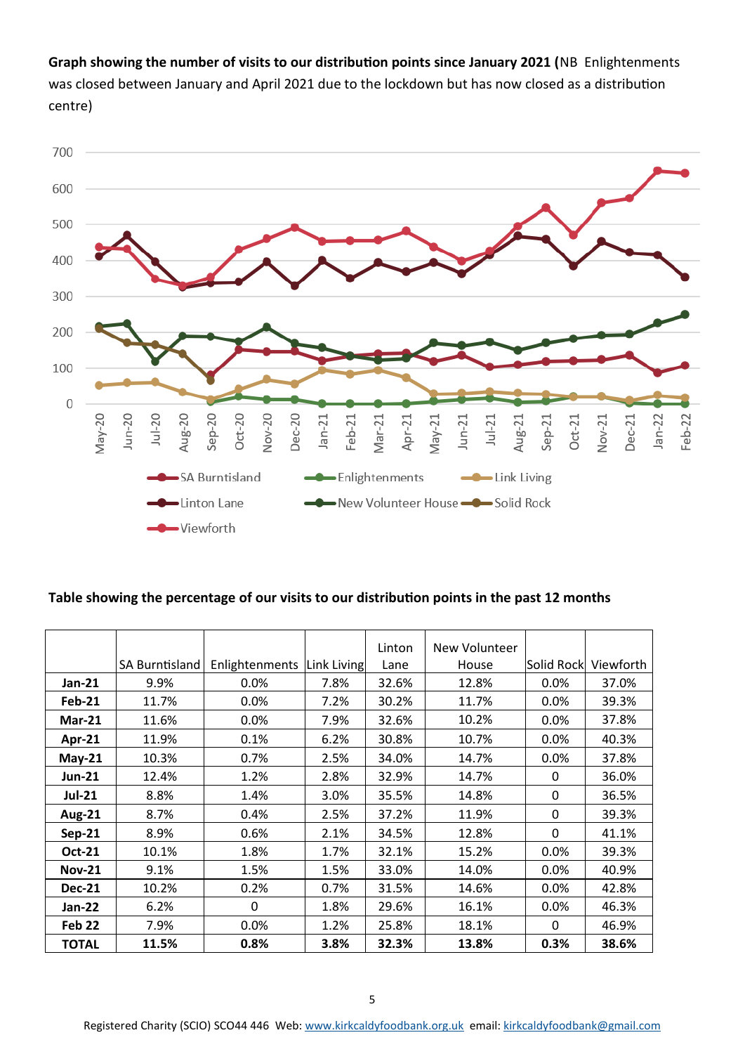**Graph showing the number of visits to our distribution points since January 2021 (**NB Enlightenments was closed between January and April 2021 due to the lockdown but has now closed as a distribution centre)

**Table showing the percentage of our visits to our distribution points in the past 12 months**

| | SA Burntisland | Enlightenments | Link Living | Linton Lane | New Volunteer House | Solid Rock | Viewforth |
|---|---|---|---|---|---|---|---|
| **Jan-21** | 9.9% | 0.0% | 7.8% | 32.6% | 12.8% | 0.0% | 37.0% |
| **Feb-21** | 11.7% | 0.0% | 7.2% | 30.2% | 11.7% | 0.0% | 39.3% |
| **Mar-21** | 11.6% | 0.0% | 7.9% | 32.6% | 10.2% | 0.0% | 37.8% |
| **Apr-21** | 11.9% | 0.1% | 6.2% | 30.8% | 10.7% | 0.0% | 40.3% |
| **May-21** | 10.3% | 0.7% | 2.5% | 34.0% | 14.7% | 0.0% | 37.8% |
| **Jun-21** | 12.4% | 1.2% | 2.8% | 32.9% | 14.7% | 0 | 36.0% |
| **Jul-21** | 8.8% | 1.4% | 3.0% | 35.5% | 14.8% | 0 | 36.5% |
| **Aug-21** | 8.7% | 0.4% | 2.5% | 37.2% | 11.9% | 0 | 39.3% |
| **Sep-21** | 8.9% | 0.6% | 2.1% | 34.5% | 12.8% | 0 | 41.1% |
| **Oct-21** | 10.1% | 1.8% | 1.7% | 32.1% | 15.2% | 0.0% | 39.3% |
| **Nov-21** | 9.1% | 1.5% | 1.5% | 33.0% | 14.0% | 0.0% | 40.9% |
| **Dec-21** | 10.2% | 0.2% | 0.7% | 31.5% | 14.6% | 0.0% | 42.8% |
| **Jan-22** | 6.2% | 0 | 1.8% | 29.6% | 16.1% | 0.0% | 46.3% |
| **Feb 22** | 7.9% | 0.0% | 1.2% | 25.8% | 18.1% | 0 | 46.9% |
| **TOTAL** | **11.5%** | **0.8%** | **3.8%** | **32.3%** | **13.8%** | **0.3%** | **38.6%** |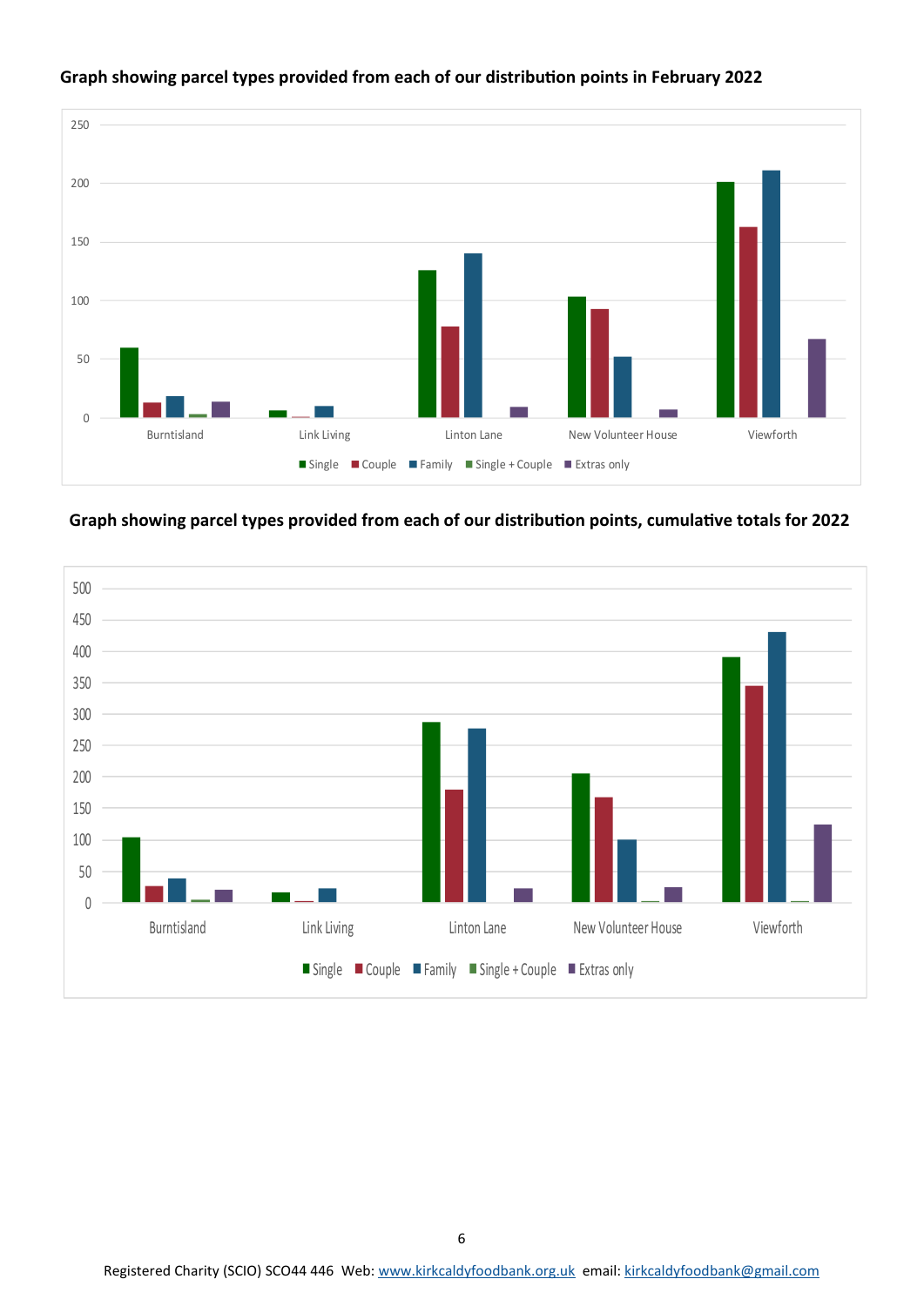**Graph showing parcel types provided from each of our distribution points in February 2022**

**Graph showing parcel types provided from each of our distribution points, cumulative totals for 2022**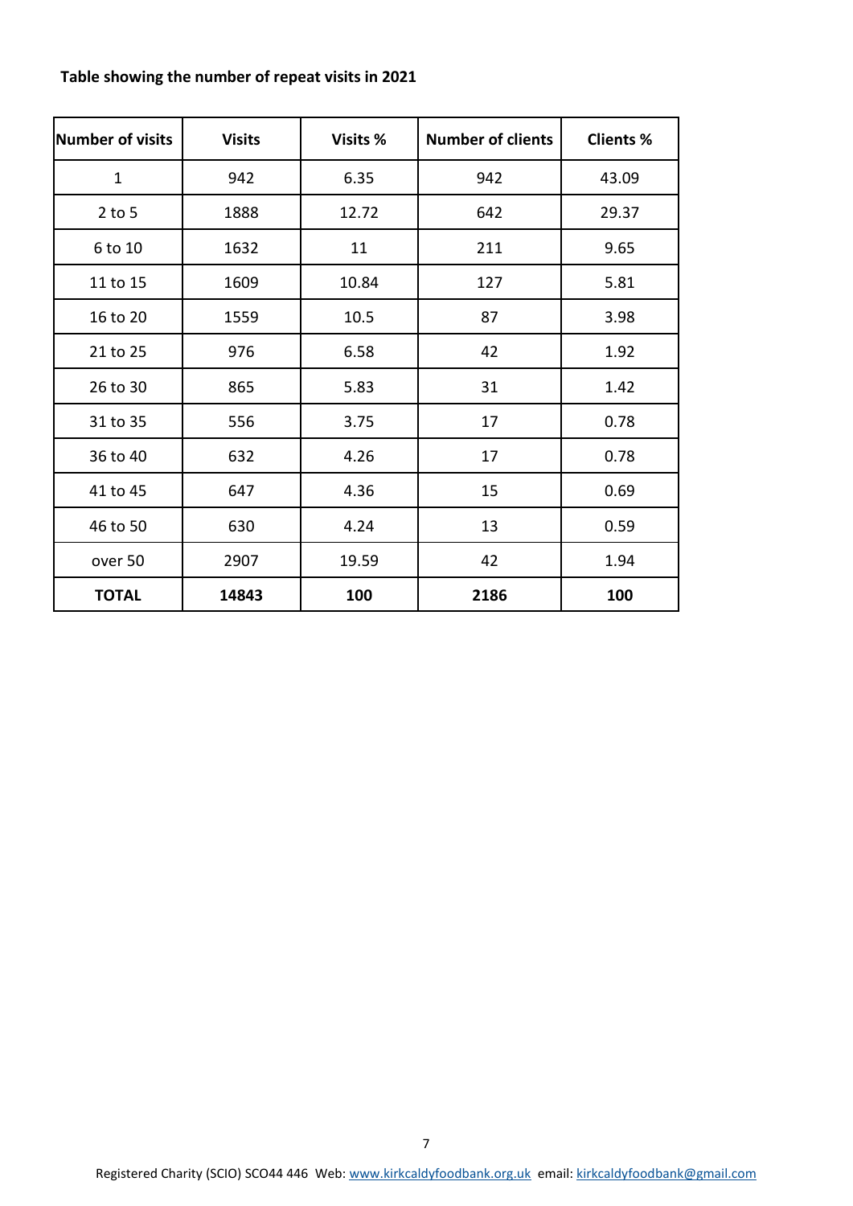**Table showing the number of repeat visits in 2021**

| Number of visits | Visits | Visits % | Number of clients | Clients % |
|---|---|---|---|---|
| 1 | 942 | 6.35 | 942 | 43.09 |
| 2 to 5 | 1888 | 12.72 | 642 | 29.37 |
| 6 to 10 | 1632 | 11 | 211 | 9.65 |
| 11 to 15 | 1609 | 10.84 | 127 | 5.81 |
| 16 to 20 | 1559 | 10.5 | 87 | 3.98 |
| 21 to 25 | 976 | 6.58 | 42 | 1.92 |
| 26 to 30 | 865 | 5.83 | 31 | 1.42 |
| 31 to 35 | 556 | 3.75 | 17 | 0.78 |
| 36 to 40 | 632 | 4.26 | 17 | 0.78 |
| 41 to 45 | 647 | 4.36 | 15 | 0.69 |
| 46 to 50 | 630 | 4.24 | 13 | 0.59 |
| over 50 | 2907 | 19.59 | 42 | 1.94 |
| **TOTAL** | **14843** | **100** | **2186** | **100** |

Registered Charity (SCIO) SCO44 446 Web: www.kirkcaldyfoodbank.org.uk email: kirkcaldyfoodbank@gmail.com